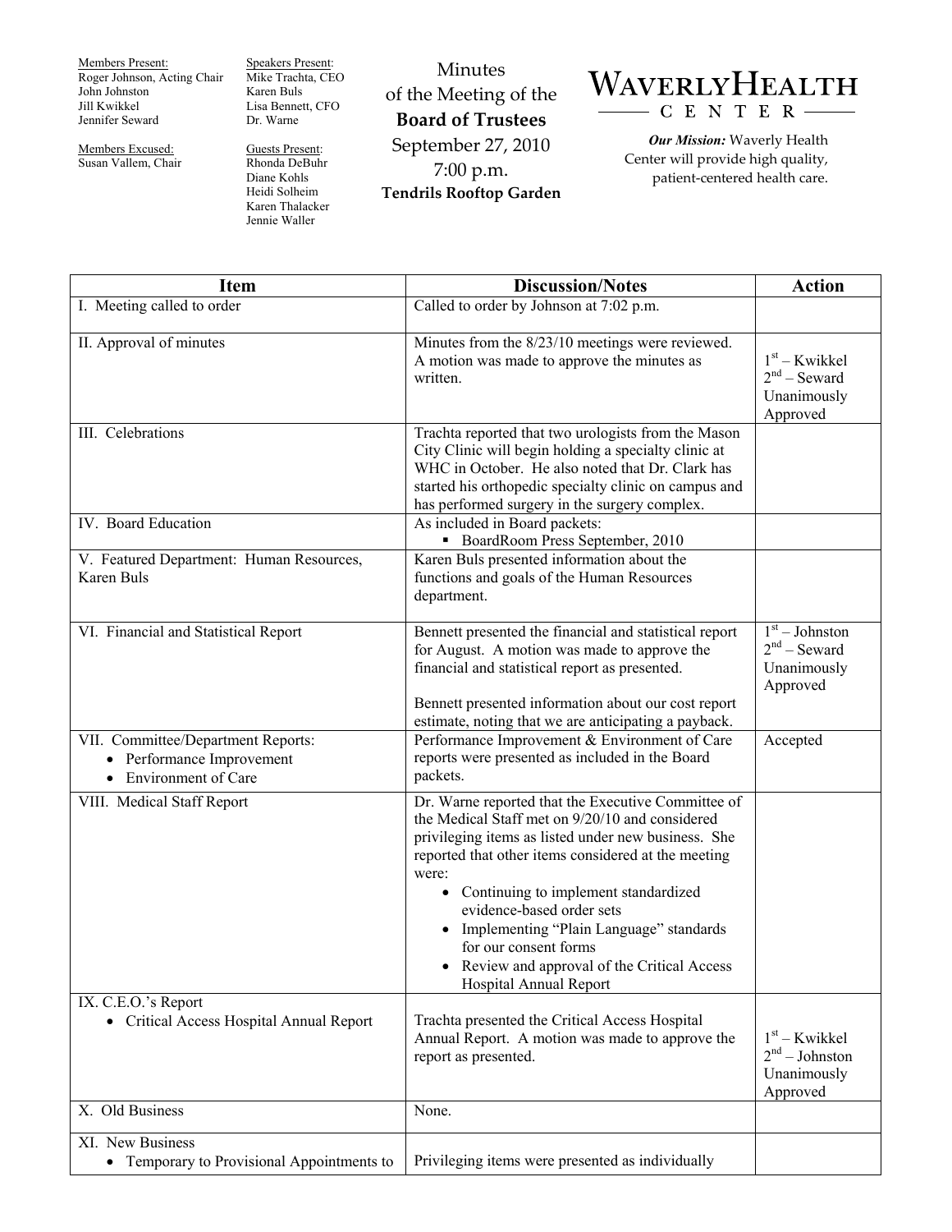Members Present:
Roger Johnson, Acting Chair
John Johnston
Jill Kwikkel
Jennifer Seward

Members Excused:
Susan Vallem, Chair

Speakers Present:
Mike Trachta, CEO
Karen Buls
Lisa Bennett, CFO
Dr. Warne

Guests Present:
Rhonda DeBuhr
Diane Kohls
Heidi Solheim
Karen Thalacker
Jennie Waller

# Minutes of the Meeting of the **Board of Trustees**

September 27, 2010
7:00 p.m.
**Tendrils Rooftop Garden**

**WAVERLY HEALTH CENTER**

***Our Mission:*** Waverly Health Center will provide high quality, patient-centered health care.

| Item | Discussion/Notes | Action |
|---|---|---|
| I. Meeting called to order | Called to order by Johnson at 7:02 p.m. | |
| II. Approval of minutes | Minutes from the 8/23/10 meetings were reviewed. A motion was made to approve the minutes as written. | 1st – Kwikkel<br>2nd – Seward<br>Unanimously Approved |
| III. Celebrations | Trachta reported that two urologists from the Mason City Clinic will begin holding a specialty clinic at WHC in October. He also noted that Dr. Clark has started his orthopedic specialty clinic on campus and has performed surgery in the surgery complex. | |
| IV. Board Education | As included in Board packets:<br>▪ BoardRoom Press September, 2010 | |
| V. Featured Department: Human Resources, Karen Buls | Karen Buls presented information about the functions and goals of the Human Resources department. | |
| VI. Financial and Statistical Report | Bennett presented the financial and statistical report for August. A motion was made to approve the financial and statistical report as presented.<br><br>Bennett presented information about our cost report estimate, noting that we are anticipating a payback. | 1st – Johnston<br>2nd – Seward<br>Unanimously Approved |
| VII. Committee/Department Reports:<br>• Performance Improvement<br>• Environment of Care | Performance Improvement & Environment of Care reports were presented as included in the Board packets. | Accepted |
| VIII. Medical Staff Report | Dr. Warne reported that the Executive Committee of the Medical Staff met on 9/20/10 and considered privileging items as listed under new business. She reported that other items considered at the meeting were:<br>• Continuing to implement standardized evidence-based order sets<br>• Implementing "Plain Language" standards for our consent forms<br>• Review and approval of the Critical Access Hospital Annual Report | |
| IX. C.E.O.'s Report<br>• Critical Access Hospital Annual Report | Trachta presented the Critical Access Hospital Annual Report. A motion was made to approve the report as presented. | 1st – Kwikkel<br>2nd – Johnston<br>Unanimously Approved |
| X. Old Business | None. | |
| XI. New Business<br>• Temporary to Provisional Appointments to | Privileging items were presented as individually | |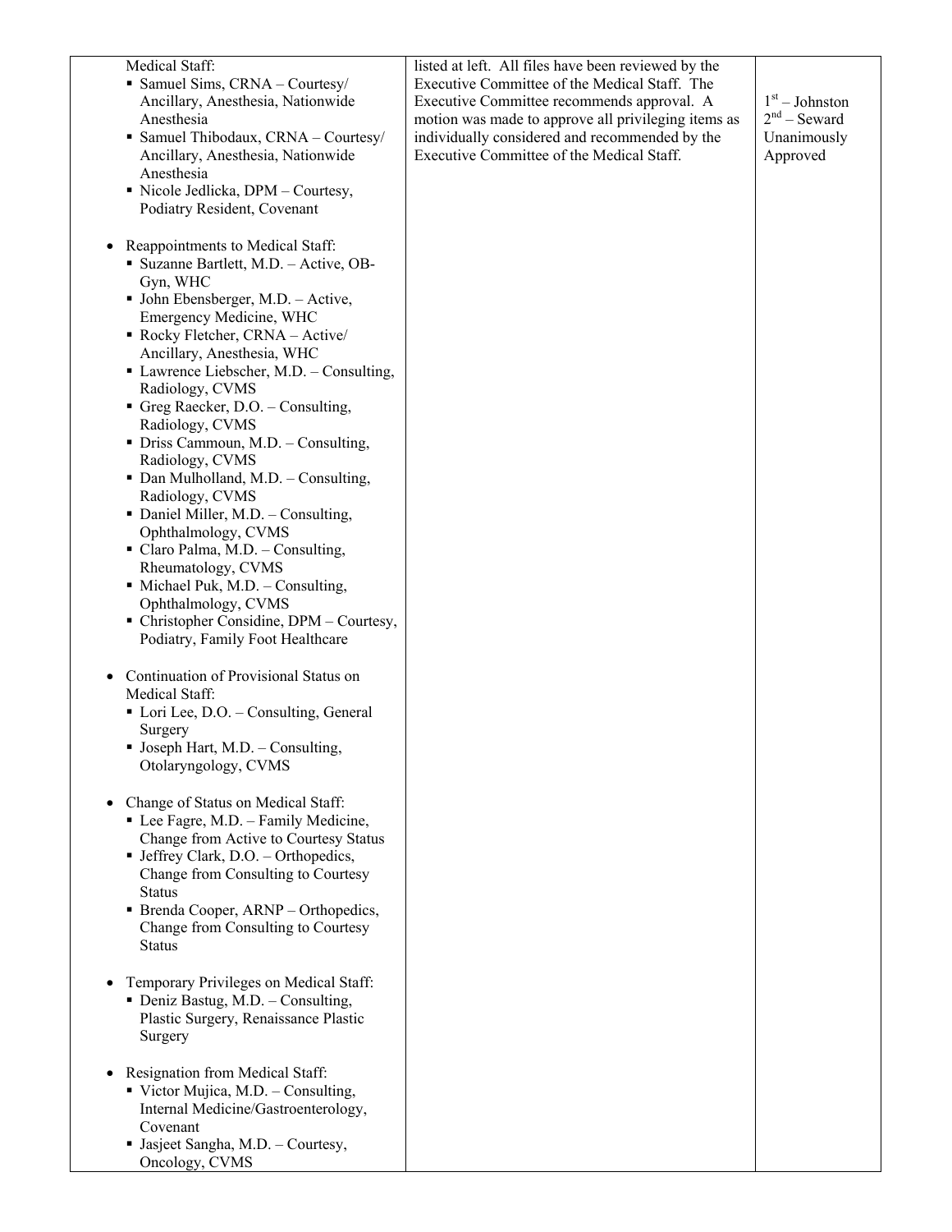| | | |
|---|---|---|
| Medical Staff:<br>▪ Samuel Sims, CRNA – Courtesy/ Ancillary, Anesthesia, Nationwide Anesthesia<br>▪ Samuel Thibodaux, CRNA – Courtesy/ Ancillary, Anesthesia, Nationwide Anesthesia<br>▪ Nicole Jedlicka, DPM – Courtesy, Podiatry Resident, Covenant<br><br>• Reappointments to Medical Staff:<br>▪ Suzanne Bartlett, M.D. – Active, OB-Gyn, WHC<br>▪ John Ebensberger, M.D. – Active, Emergency Medicine, WHC<br>▪ Rocky Fletcher, CRNA – Active/ Ancillary, Anesthesia, WHC<br>▪ Lawrence Liebscher, M.D. – Consulting, Radiology, CVMS<br>▪ Greg Raecker, D.O. – Consulting, Radiology, CVMS<br>▪ Driss Cammoun, M.D. – Consulting, Radiology, CVMS<br>▪ Dan Mulholland, M.D. – Consulting, Radiology, CVMS<br>▪ Daniel Miller, M.D. – Consulting, Ophthalmology, CVMS<br>▪ Claro Palma, M.D. – Consulting, Rheumatology, CVMS<br>▪ Michael Puk, M.D. – Consulting, Ophthalmology, CVMS<br>▪ Christopher Considine, DPM – Courtesy, Podiatry, Family Foot Healthcare<br><br>• Continuation of Provisional Status on Medical Staff:<br>▪ Lori Lee, D.O. – Consulting, General Surgery<br>▪ Joseph Hart, M.D. – Consulting, Otolaryngology, CVMS<br><br>• Change of Status on Medical Staff:<br>▪ Lee Fagre, M.D. – Family Medicine, Change from Active to Courtesy Status<br>▪ Jeffrey Clark, D.O. – Orthopedics, Change from Consulting to Courtesy Status<br>▪ Brenda Cooper, ARNP – Orthopedics, Change from Consulting to Courtesy Status<br><br>• Temporary Privileges on Medical Staff:<br>▪ Deniz Bastug, M.D. – Consulting, Plastic Surgery, Renaissance Plastic Surgery<br><br>• Resignation from Medical Staff:<br>▪ Victor Mujica, M.D. – Consulting, Internal Medicine/Gastroenterology, Covenant<br>▪ Jasjeet Sangha, M.D. – Courtesy, Oncology, CVMS | listed at left. All files have been reviewed by the Executive Committee of the Medical Staff. The Executive Committee recommends approval. A motion was made to approve all privileging items as individually considered and recommended by the Executive Committee of the Medical Staff. | 1st – Johnston<br>2nd – Seward<br>Unanimously Approved |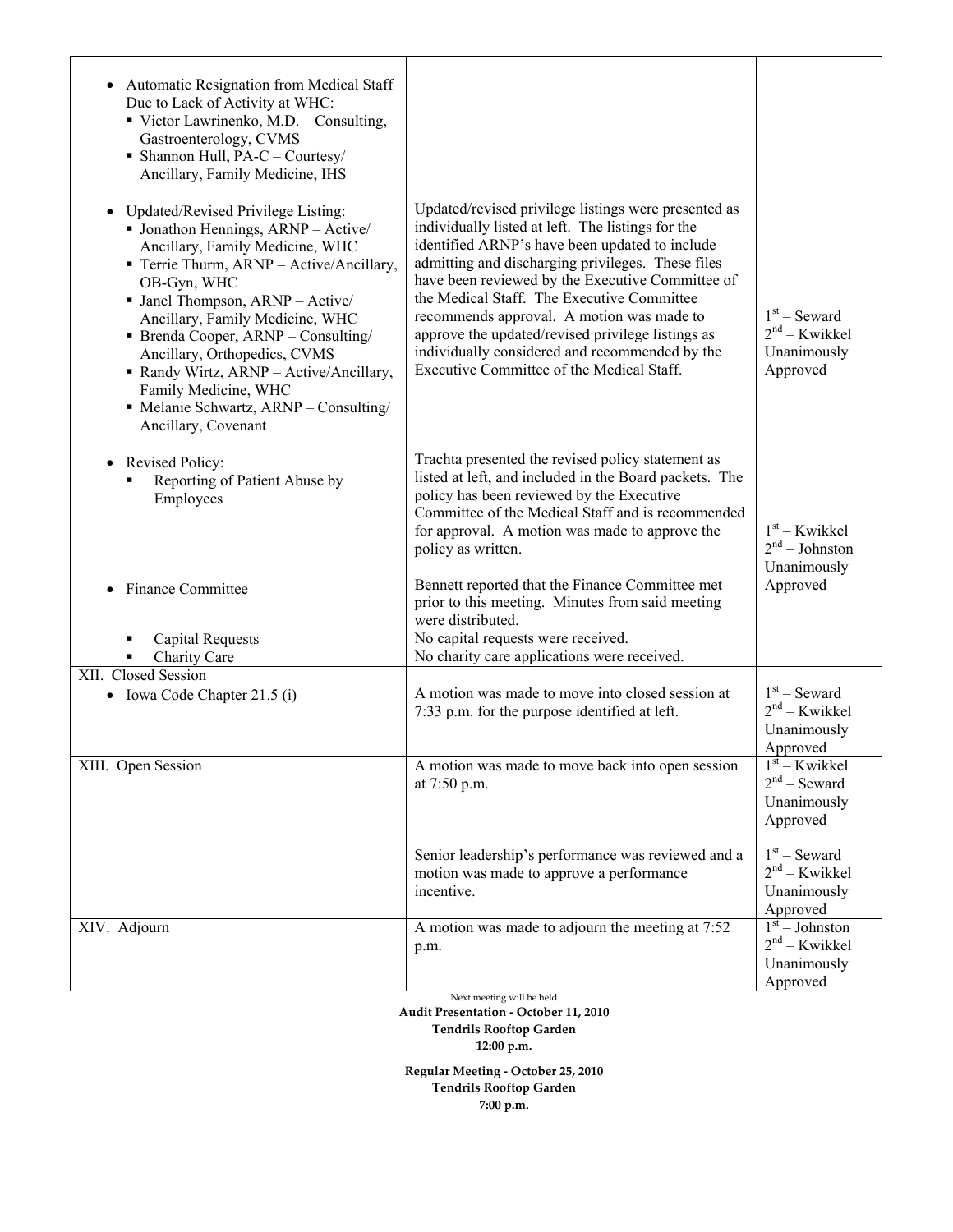| | | |
|---|---|---|
| • Automatic Resignation from Medical Staff Due to Lack of Activity at WHC:<br>▪ Victor Lawrinenko, M.D. – Consulting, Gastroenterology, CVMS<br>▪ Shannon Hull, PA-C – Courtesy/ Ancillary, Family Medicine, IHS | | |
| • Updated/Revised Privilege Listing:<br>▪ Jonathon Hennings, ARNP – Active/ Ancillary, Family Medicine, WHC<br>▪ Terrie Thurm, ARNP – Active/Ancillary, OB-Gyn, WHC<br>▪ Janel Thompson, ARNP – Active/ Ancillary, Family Medicine, WHC<br>▪ Brenda Cooper, ARNP – Consulting/ Ancillary, Orthopedics, CVMS<br>▪ Randy Wirtz, ARNP – Active/Ancillary, Family Medicine, WHC<br>▪ Melanie Schwartz, ARNP – Consulting/ Ancillary, Covenant | Updated/revised privilege listings were presented as individually listed at left. The listings for the identified ARNP's have been updated to include admitting and discharging privileges. These files have been reviewed by the Executive Committee of the Medical Staff. The Executive Committee recommends approval. A motion was made to approve the updated/revised privilege listings as individually considered and recommended by the Executive Committee of the Medical Staff. | 1st – Seward<br>2nd – Kwikkel<br>Unanimously Approved |
| • Revised Policy:<br>▪ Reporting of Patient Abuse by Employees | Trachta presented the revised policy statement as listed at left, and included in the Board packets. The policy has been reviewed by the Executive Committee of the Medical Staff and is recommended for approval. A motion was made to approve the policy as written. | 1st – Kwikkel<br>2nd – Johnston<br>Unanimously Approved |
| • Finance Committee<br><br>▪ Capital Requests<br>▪ Charity Care | Bennett reported that the Finance Committee met prior to this meeting. Minutes from said meeting were distributed.<br>No capital requests were received.<br>No charity care applications were received. | |
| XII. Closed Session<br>• Iowa Code Chapter 21.5 (i) | A motion was made to move into closed session at 7:33 p.m. for the purpose identified at left. | 1st – Seward<br>2nd – Kwikkel<br>Unanimously Approved |
| XIII. Open Session | A motion was made to move back into open session at 7:50 p.m.<br><br>Senior leadership's performance was reviewed and a motion was made to approve a performance incentive. | 1st – Kwikkel<br>2nd – Seward<br>Unanimously Approved<br><br>1st – Seward<br>2nd – Kwikkel<br>Unanimously Approved |
| XIV. Adjourn | A motion was made to adjourn the meeting at 7:52 p.m. | 1st – Johnston<br>2nd – Kwikkel<br>Unanimously Approved |

Next meeting will be held

**Audit Presentation - October 11, 2010**
**Tendrils Rooftop Garden**
**12:00 p.m.**

**Regular Meeting - October 25, 2010**
**Tendrils Rooftop Garden**
**7:00 p.m.**